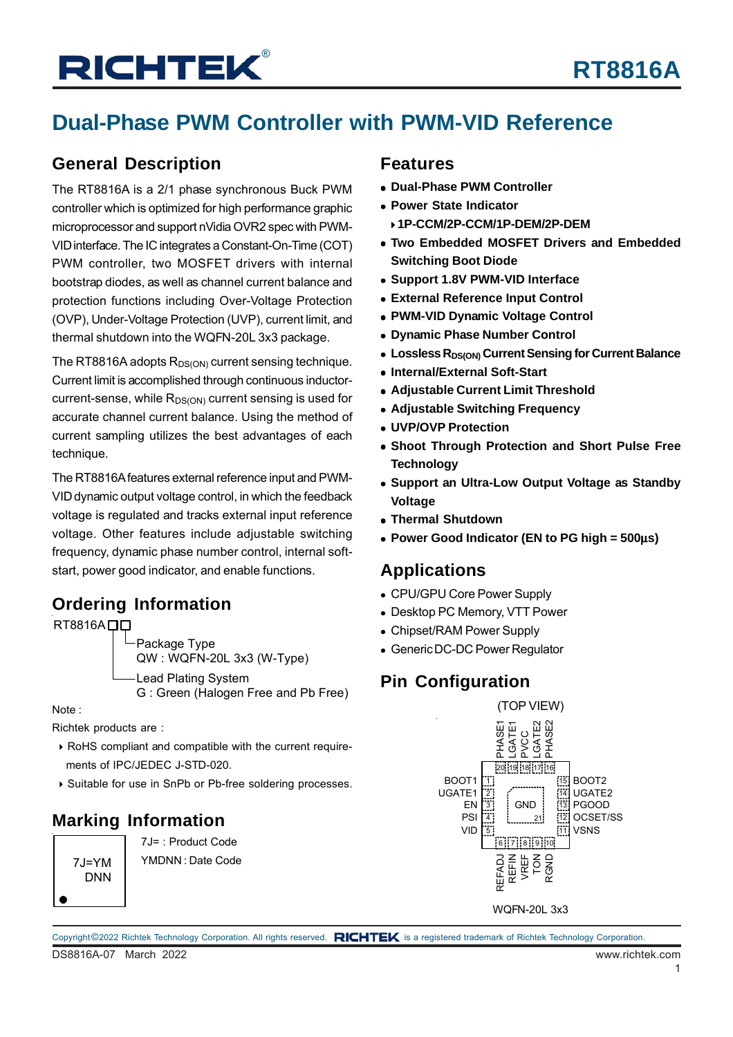# RT8816A

## Dual-Phase PWM Controller with PWM-VID Reference

## General Description

The RT8816A is a 2/1 phase synchronous Buck PWM controller which is optimized for high performance graphic microprocessor and support nVidia OVR2 spec with PWM-VID interface. The IC integrates a Constant-On-Time (COT) PWM controller, two MOSFET drivers with internal bootstrap diodes, as well as channel current balance and protection functions including Over-Voltage Protection (OVP), Under-Voltage Protection (UVP), current limit, and thermal shutdown into the WQFN-20L 3x3 package.

The RT8816A adopts $R_{DS(ON)}$ current sensing technique. Current limit is accomplished through continuous inductor-current-sense, while $R_{DS(ON)}$ current sensing is used for accurate channel current balance. Using the method of current sampling utilizes the best advantages of each technique.

The RT8816A features external reference input and PWM-VID dynamic output voltage control, in which the feedback voltage is regulated and tracks external input reference voltage. Other features include adjustable switching frequency, dynamic phase number control, internal soft-start, power good indicator, and enable functions.

## Ordering Information

RT8816A□□

- Package Type
  QW : WQFN-20L 3x3 (W-Type)
- Lead Plating System
  G : Green (Halogen Free and Pb Free)

Note :

Richtek products are :

- RoHS compliant and compatible with the current requirements of IPC/JEDEC J-STD-020.
- Suitable for use in SnPb or Pb-free soldering processes.

## Marking Information

7J=YM
DNN

7J= : Product Code

YMDNN : Date Code

## Features

- **Dual-Phase PWM Controller**
- **Power State Indicator**
  - **1P-CCM/2P-CCM/1P-DEM/2P-DEM**
- **Two Embedded MOSFET Drivers and Embedded Switching Boot Diode**
- **Support 1.8V PWM-VID Interface**
- **External Reference Input Control**
- **PWM-VID Dynamic Voltage Control**
- **Dynamic Phase Number Control**
- **Lossless $R_{DS(ON)}$ Current Sensing for Current Balance**
- **Internal/External Soft-Start**
- **Adjustable Current Limit Threshold**
- **Adjustable Switching Frequency**
- **UVP/OVP Protection**
- **Shoot Through Protection and Short Pulse Free Technology**
- **Support an Ultra-Low Output Voltage as Standby Voltage**
- **Thermal Shutdown**
- **Power Good Indicator (EN to PG high = 500μs)**

## Applications

- CPU/GPU Core Power Supply
- Desktop PC Memory, VTT Power
- Chipset/RAM Power Supply
- Generic DC-DC Power Regulator

## Pin Configuration

(TOP VIEW)

| Pin | Name | Pin | Name |
|---|---|---|---|
| 1 | BOOT1 | 11 | VSNS |
| 2 | UGATE1 | 12 | OCSET/SS |
| 3 | EN | 13 | PGOOD |
| 4 | PSI | 14 | UGATE2 |
| 5 | VID | 15 | BOOT2 |
| 6 | REFADJ | 16 | PHASE2 |
| 7 | REFIN | 17 | LGATE2 |
| 8 | VREF | 18 | PVCC |
| 9 | TON | 19 | LGATE1 |
| 10 | RGND | 20 | PHASE1 |
| 21 | GND (Exposed Pad) | | |

WQFN-20L 3x3

Copyright©2022 Richtek Technology Corporation. All rights reserved. RICHTEK is a registered trademark of Richtek Technology Corporation.

DS8816A-07 March 2022 www.richtek.com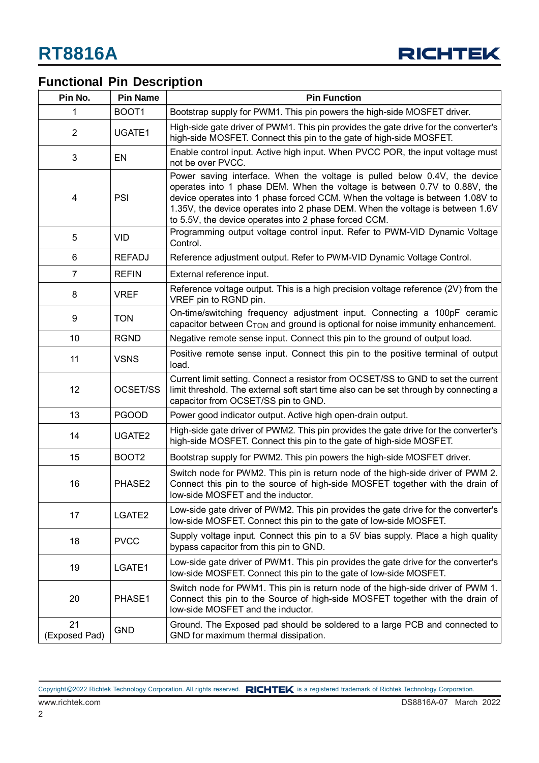## Functional Pin Description

| Pin No. | Pin Name | Pin Function |
|---|---|---|
| 1 | BOOT1 | Bootstrap supply for PWM1. This pin powers the high-side MOSFET driver. |
| 2 | UGATE1 | High-side gate driver of PWM1. This pin provides the gate drive for the converter's high-side MOSFET. Connect this pin to the gate of high-side MOSFET. |
| 3 | EN | Enable control input. Active high input. When PVCC POR, the input voltage must not be over PVCC. |
| 4 | PSI | Power saving interface. When the voltage is pulled below 0.4V, the device operates into 1 phase DEM. When the voltage is between 0.7V to 0.88V, the device operates into 1 phase forced CCM. When the voltage is between 1.08V to 1.35V, the device operates into 2 phase DEM. When the voltage is between 1.6V to 5.5V, the device operates into 2 phase forced CCM. |
| 5 | VID | Programming output voltage control input. Refer to PWM-VID Dynamic Voltage Control. |
| 6 | REFADJ | Reference adjustment output. Refer to PWM-VID Dynamic Voltage Control. |
| 7 | REFIN | External reference input. |
| 8 | VREF | Reference voltage output. This is a high precision voltage reference (2V) from the VREF pin to RGND pin. |
| 9 | TON | On-time/switching frequency adjustment input. Connecting a 100pF ceramic capacitor between $C_{TON}$ and ground is optional for noise immunity enhancement. |
| 10 | RGND | Negative remote sense input. Connect this pin to the ground of output load. |
| 11 | VSNS | Positive remote sense input. Connect this pin to the positive terminal of output load. |
| 12 | OCSET/SS | Current limit setting. Connect a resistor from OCSET/SS to GND to set the current limit threshold. The external soft start time also can be set through by connecting a capacitor from OCSET/SS pin to GND. |
| 13 | PGOOD | Power good indicator output. Active high open-drain output. |
| 14 | UGATE2 | High-side gate driver of PWM2. This pin provides the gate drive for the converter's high-side MOSFET. Connect this pin to the gate of high-side MOSFET. |
| 15 | BOOT2 | Bootstrap supply for PWM2. This pin powers the high-side MOSFET driver. |
| 16 | PHASE2 | Switch node for PWM2. This pin is return node of the high-side driver of PWM 2. Connect this pin to the source of high-side MOSFET together with the drain of low-side MOSFET and the inductor. |
| 17 | LGATE2 | Low-side gate driver of PWM2. This pin provides the gate drive for the converter's low-side MOSFET. Connect this pin to the gate of low-side MOSFET. |
| 18 | PVCC | Supply voltage input. Connect this pin to a 5V bias supply. Place a high quality bypass capacitor from this pin to GND. |
| 19 | LGATE1 | Low-side gate driver of PWM1. This pin provides the gate drive for the converter's low-side MOSFET. Connect this pin to the gate of low-side MOSFET. |
| 20 | PHASE1 | Switch node for PWM1. This pin is return node of the high-side driver of PWM 1. Connect this pin to the Source of high-side MOSFET together with the drain of low-side MOSFET and the inductor. |
| 21 (Exposed Pad) | GND | Ground. The Exposed pad should be soldered to a large PCB and connected to GND for maximum thermal dissipation. |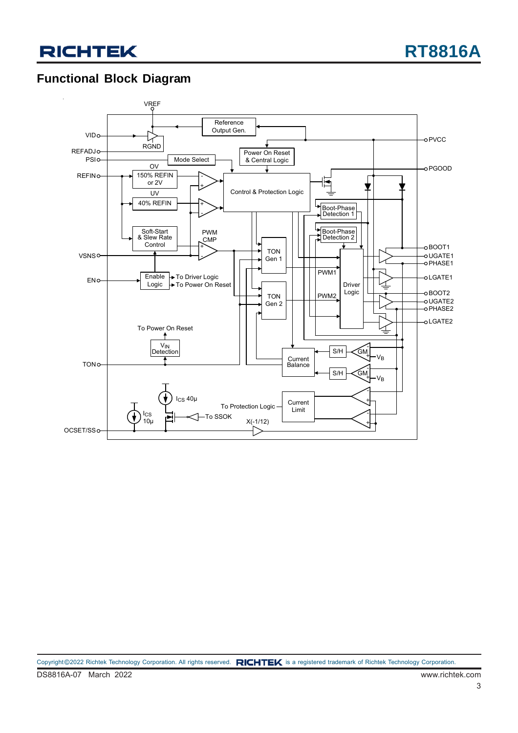## Functional Block Diagram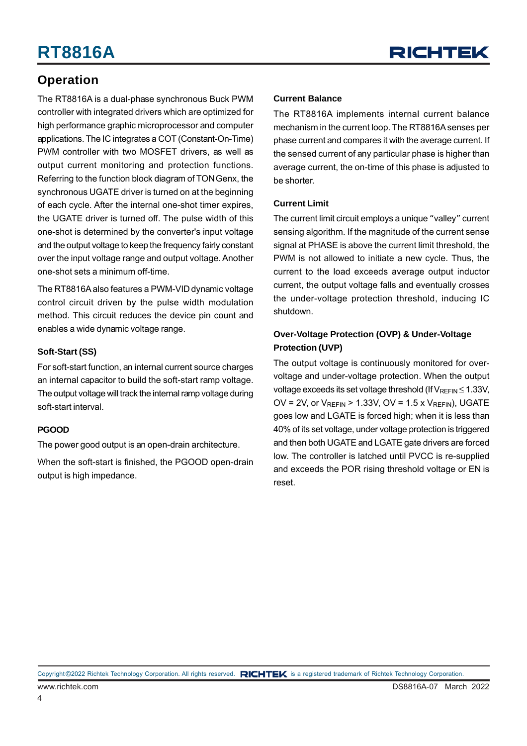## Operation

The RT8816A is a dual-phase synchronous Buck PWM controller with integrated drivers which are optimized for high performance graphic microprocessor and computer applications. The IC integrates a COT (Constant-On-Time) PWM controller with two MOSFET drivers, as well as output current monitoring and protection functions. Referring to the function block diagram of TONGenx, the synchronous UGATE driver is turned on at the beginning of each cycle. After the internal one-shot timer expires, the UGATE driver is turned off. The pulse width of this one-shot is determined by the converter's input voltage and the output voltage to keep the frequency fairly constant over the input voltage range and output voltage. Another one-shot sets a minimum off-time.

The RT8816A also features a PWM-VID dynamic voltage control circuit driven by the pulse width modulation method. This circuit reduces the device pin count and enables a wide dynamic voltage range.

### Soft-Start (SS)

For soft-start function, an internal current source charges an internal capacitor to build the soft-start ramp voltage. The output voltage will track the internal ramp voltage during soft-start interval.

### PGOOD

The power good output is an open-drain architecture.

When the soft-start is finished, the PGOOD open-drain output is high impedance.

### Current Balance

The RT8816A implements internal current balance mechanism in the current loop. The RT8816A senses per phase current and compares it with the average current. If the sensed current of any particular phase is higher than average current, the on-time of this phase is adjusted to be shorter.

### Current Limit

The current limit circuit employs a unique "valley" current sensing algorithm. If the magnitude of the current sense signal at PHASE is above the current limit threshold, the PWM is not allowed to initiate a new cycle. Thus, the current to the load exceeds average output inductor current, the output voltage falls and eventually crosses the under-voltage protection threshold, inducing IC shutdown.

### Over-Voltage Protection (OVP) & Under-Voltage Protection (UVP)

The output voltage is continuously monitored for over-voltage and under-voltage protection. When the output voltage exceeds its set voltage threshold (If $V_{REFIN} \leq 1.33V$, OV = 2V, or $V_{REFIN} > 1.33V$, OV = 1.5 x $V_{REFIN}$), UGATE goes low and LGATE is forced high; when it is less than 40% of its set voltage, under voltage protection is triggered and then both UGATE and LGATE gate drivers are forced low. The controller is latched until PVCC is re-supplied and exceeds the POR rising threshold voltage or EN is reset.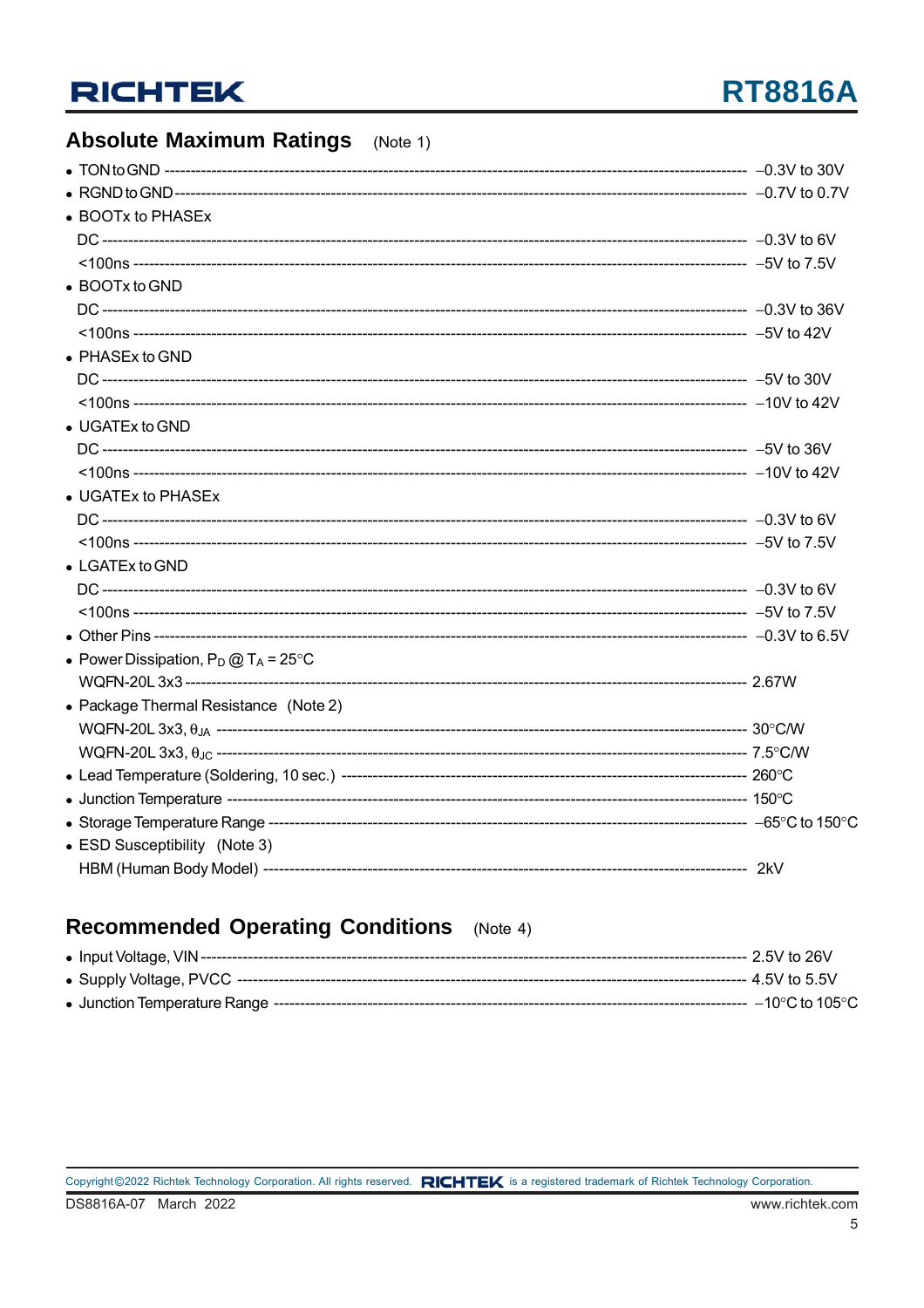## Absolute Maximum Ratings (Note 1)

- TON to GND ---------- −0.3V to 30V
- RGND to GND ---------- −0.7V to 0.7V
- BOOTx to PHASEx
  - DC ---------- −0.3V to 6V
  - <100ns ---------- −5V to 7.5V
- BOOTx to GND
  - DC ---------- −0.3V to 36V
  - <100ns ---------- −5V to 42V
- PHASEx to GND
  - DC ---------- −5V to 30V
  - <100ns ---------- −10V to 42V
- UGATEx to GND
  - DC ---------- −5V to 36V
  - <100ns ---------- −10V to 42V
- UGATEx to PHASEx
  - DC ---------- −0.3V to 6V
  - <100ns ---------- −5V to 7.5V
- LGATEx to GND
  - DC ---------- −0.3V to 6V
  - <100ns ---------- −5V to 7.5V
- Other Pins ---------- −0.3V to 6.5V
- Power Dissipation, $P_D$ @ $T_A$ = 25°C
  - WQFN-20L 3x3 ---------- 2.67W
- Package Thermal Resistance (Note 2)
  - WQFN-20L 3x3, $\theta_{JA}$ ---------- 30°C/W
  - WQFN-20L 3x3, $\theta_{JC}$ ---------- 7.5°C/W
- Lead Temperature (Soldering, 10 sec.) ---------- 260°C
- Junction Temperature ---------- 150°C
- Storage Temperature Range ---------- −65°C to 150°C
- ESD Susceptibility (Note 3)
  - HBM (Human Body Model) ---------- 2kV

## Recommended Operating Conditions (Note 4)

- Input Voltage, VIN ---------- 2.5V to 26V
- Supply Voltage, PVCC ---------- 4.5V to 5.5V
- Junction Temperature Range ---------- −10°C to 105°C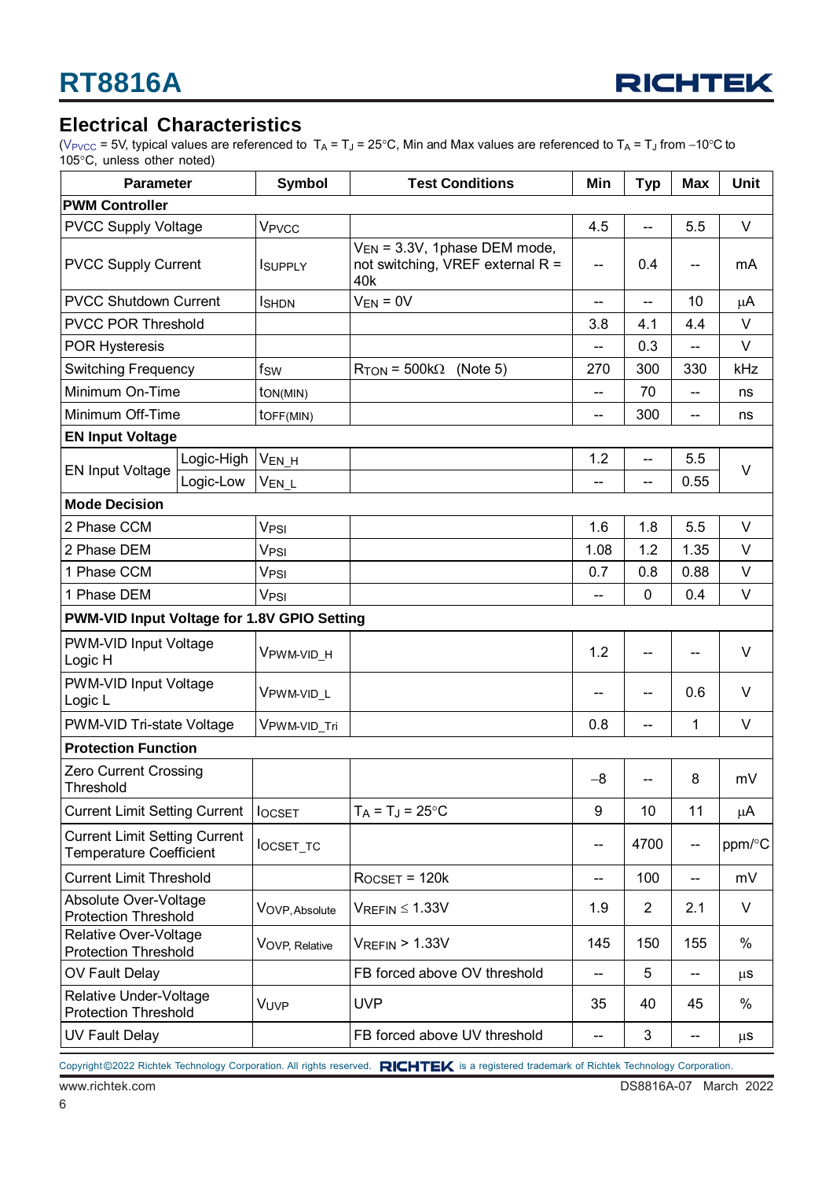## Electrical Characteristics

($V_{PVCC}$ = 5V, typical values are referenced to $T_A = T_J = 25°C$, Min and Max values are referenced to $T_A = T_J$ from −10°C to 105°C, unless other noted)

| Parameter | | Symbol | Test Conditions | Min | Typ | Max | Unit |
|---|---|---|---|---|---|---|---|
| **PWM Controller** | | | | | | | |
| PVCC Supply Voltage | | $V_{PVCC}$ | | 4.5 | -- | 5.5 | V |
| PVCC Supply Current | | $I_{SUPPLY}$ | $V_{EN}$ = 3.3V, 1phase DEM mode, not switching, VREF external R = 40k | -- | 0.4 | -- | mA |
| PVCC Shutdown Current | | $I_{SHDN}$ | $V_{EN}$ = 0V | -- | -- | 10 | μA |
| PVCC POR Threshold | | | | 3.8 | 4.1 | 4.4 | V |
| POR Hysteresis | | | | -- | 0.3 | -- | V |
| Switching Frequency | | $f_{SW}$ | $R_{TON}$ = 500kΩ (Note 5) | 270 | 300 | 330 | kHz |
| Minimum On-Time | | $t_{ON(MIN)}$ | | -- | 70 | -- | ns |
| Minimum Off-Time | | $t_{OFF(MIN)}$ | | -- | 300 | -- | ns |
| **EN Input Voltage** | | | | | | | |
| EN Input Voltage | Logic-High | $V_{EN\_H}$ | | 1.2 | -- | 5.5 | V |
| | Logic-Low | $V_{EN\_L}$ | | -- | -- | 0.55 | |
| **Mode Decision** | | | | | | | |
| 2 Phase CCM | | $V_{PSI}$ | | 1.6 | 1.8 | 5.5 | V |
| 2 Phase DEM | | $V_{PSI}$ | | 1.08 | 1.2 | 1.35 | V |
| 1 Phase CCM | | $V_{PSI}$ | | 0.7 | 0.8 | 0.88 | V |
| 1 Phase DEM | | $V_{PSI}$ | | -- | 0 | 0.4 | V |
| **PWM-VID Input Voltage for 1.8V GPIO Setting** | | | | | | | |
| PWM-VID Input Voltage Logic H | | $V_{PWM\text{-}VID\_H}$ | | 1.2 | -- | -- | V |
| PWM-VID Input Voltage Logic L | | $V_{PWM\text{-}VID\_L}$ | | -- | -- | 0.6 | V |
| PWM-VID Tri-state Voltage | | $V_{PWM\text{-}VID\_Tri}$ | | 0.8 | -- | 1 | V |
| **Protection Function** | | | | | | | |
| Zero Current Crossing Threshold | | | | −8 | -- | 8 | mV |
| Current Limit Setting Current | | $I_{OCSET}$ | $T_A = T_J = 25°C$ | 9 | 10 | 11 | μA |
| Current Limit Setting Current Temperature Coefficient | | $I_{OCSET\_TC}$ | | -- | 4700 | -- | ppm/°C |
| Current Limit Threshold | | | $R_{OCSET}$ = 120k | -- | 100 | -- | mV |
| Absolute Over-Voltage Protection Threshold | | $V_{OVP,Absolute}$ | $V_{REFIN} \le 1.33V$ | 1.9 | 2 | 2.1 | V |
| Relative Over-Voltage Protection Threshold | | $V_{OVP,Relative}$ | $V_{REFIN} > 1.33V$ | 145 | 150 | 155 | % |
| OV Fault Delay | | | FB forced above OV threshold | -- | 5 | -- | μs |
| Relative Under-Voltage Protection Threshold | | $V_{UVP}$ | UVP | 35 | 40 | 45 | % |
| UV Fault Delay | | | FB forced above UV threshold | -- | 3 | -- | μs |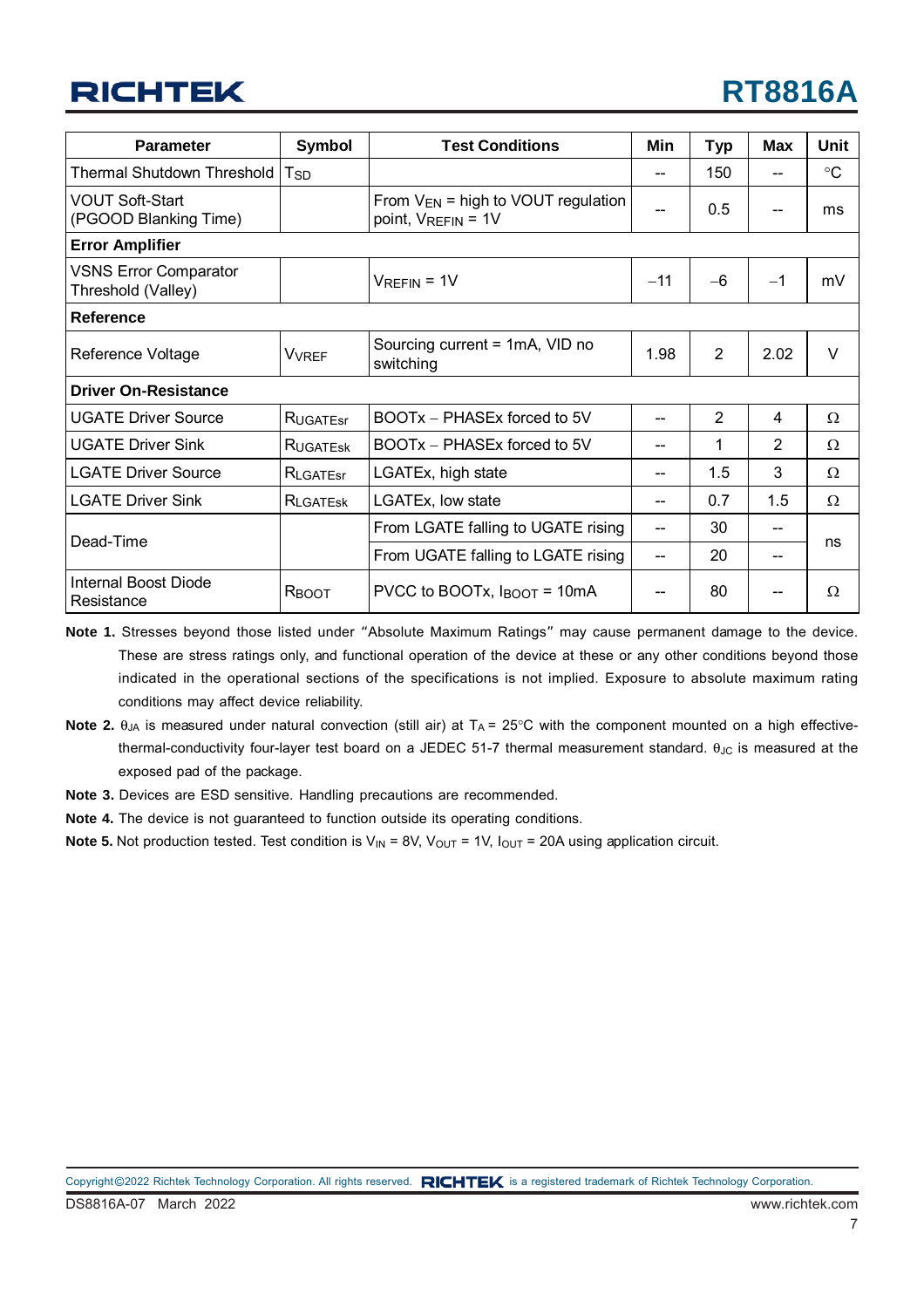| Parameter | Symbol | Test Conditions | Min | Typ | Max | Unit |
|---|---|---|---|---|---|---|
| Thermal Shutdown Threshold | $T_{SD}$ | | -- | 150 | -- | °C |
| VOUT Soft-Start (PGOOD Blanking Time) | | From $V_{EN}$ = high to VOUT regulation point, $V_{REFIN}$ = 1V | -- | 0.5 | -- | ms |
| **Error Amplifier** | | | | | | |
| VSNS Error Comparator Threshold (Valley) | | $V_{REFIN}$ = 1V | −11 | −6 | −1 | mV |
| **Reference** | | | | | | |
| Reference Voltage | $V_{VREF}$ | Sourcing current = 1mA, VID no switching | 1.98 | 2 | 2.02 | V |
| **Driver On-Resistance** | | | | | | |
| UGATE Driver Source | $R_{UGATEsr}$ | BOOTx − PHASEx forced to 5V | -- | 2 | 4 | Ω |
| UGATE Driver Sink | $R_{UGATEsk}$ | BOOTx − PHASEx forced to 5V | -- | 1 | 2 | Ω |
| LGATE Driver Source | $R_{LGATEsr}$ | LGATEx, high state | -- | 1.5 | 3 | Ω |
| LGATE Driver Sink | $R_{LGATEsk}$ | LGATEx, low state | -- | 0.7 | 1.5 | Ω |
| Dead-Time | | From LGATE falling to UGATE rising | -- | 30 | -- | ns |
| | | From UGATE falling to LGATE rising | -- | 20 | -- | |
| Internal Boost Diode Resistance | $R_{BOOT}$ | PVCC to BOOTx, $I_{BOOT}$ = 10mA | -- | 80 | -- | Ω |

**Note 1.** Stresses beyond those listed under "Absolute Maximum Ratings" may cause permanent damage to the device. These are stress ratings only, and functional operation of the device at these or any other conditions beyond those indicated in the operational sections of the specifications is not implied. Exposure to absolute maximum rating conditions may affect device reliability.

**Note 2.** $\theta_{JA}$ is measured under natural convection (still air) at $T_A$ = 25°C with the component mounted on a high effective-thermal-conductivity four-layer test board on a JEDEC 51-7 thermal measurement standard. $\theta_{JC}$ is measured at the exposed pad of the package.

**Note 3.** Devices are ESD sensitive. Handling precautions are recommended.

**Note 4.** The device is not guaranteed to function outside its operating conditions.

**Note 5.** Not production tested. Test condition is $V_{IN}$ = 8V, $V_{OUT}$ = 1V, $I_{OUT}$ = 20A using application circuit.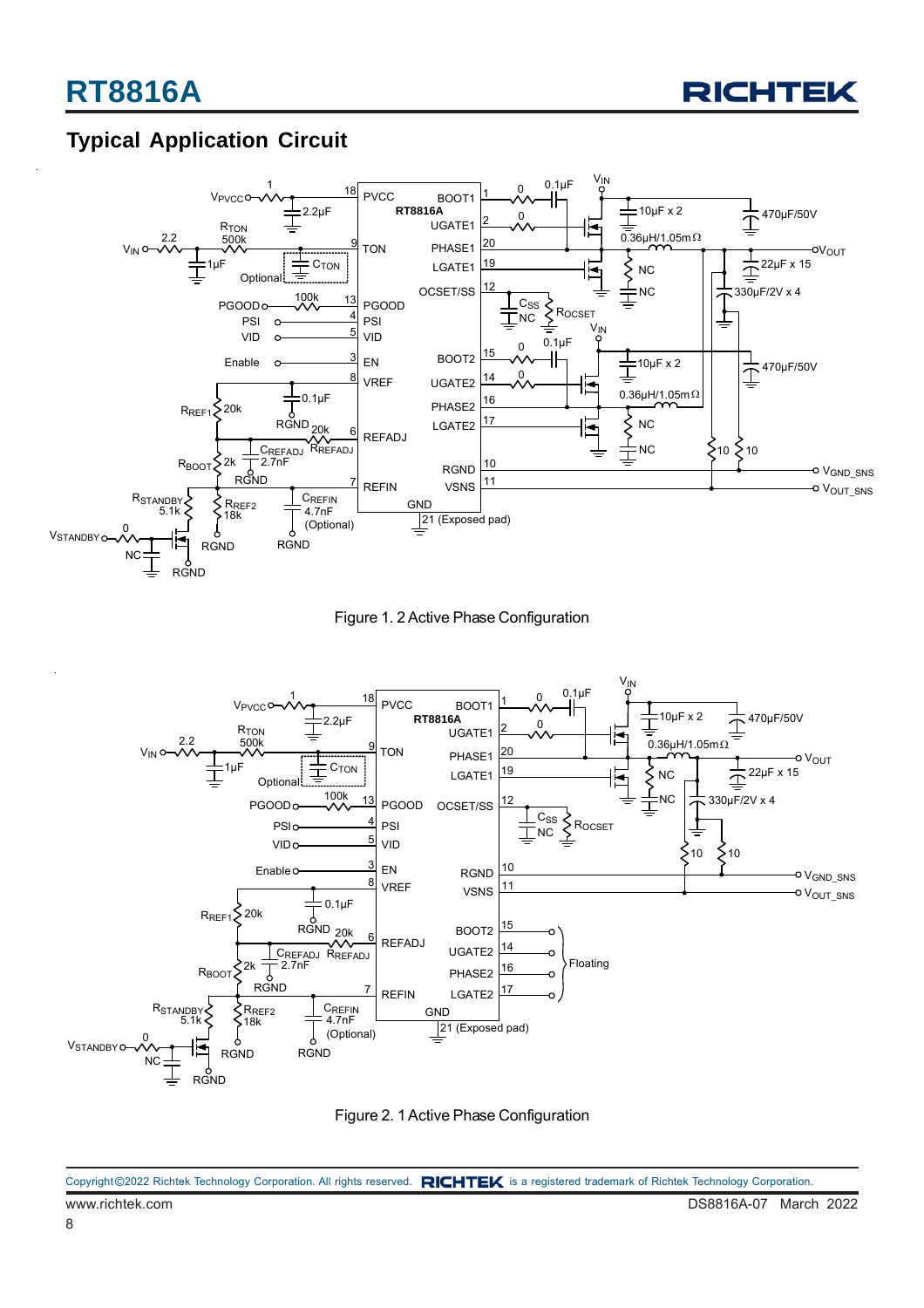## Typical Application Circuit

Figure 1. 2 Active Phase Configuration

Figure 2. 1 Active Phase Configuration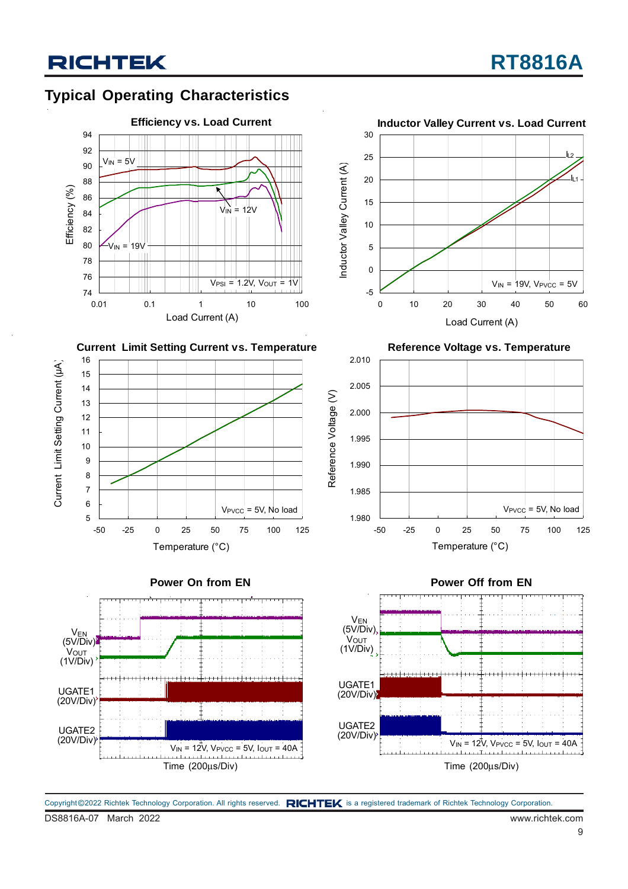## Typical Operating Characteristics

**Efficiency vs. Load Current**

Efficiency (%) vs. Load Current (A); $V_{IN}$ = 5V, $V_{IN}$ = 12V, $V_{IN}$ = 19V; $V_{PSI}$ = 1.2V, $V_{OUT}$ = 1V

**Inductor Valley Current vs. Load Current**

Inductor Valley Current (A) vs. Load Current (A); $I_{L2}$, $I_{L1}$; $V_{IN}$ = 19V, $V_{PVCC}$ = 5V

**Current Limit Setting Current vs. Temperature**

Current Limit Setting Current (μA) vs. Temperature (°C); $V_{PVCC}$ = 5V, No load

**Reference Voltage vs. Temperature**

Reference Voltage (V) vs. Temperature (°C); $V_{PVCC}$ = 5V, No load

**Power On from EN**

$V_{EN}$ (5V/Div), $V_{OUT}$ (1V/Div), UGATE1 (20V/Div), UGATE2 (20V/Div); $V_{IN}$ = 12V, $V_{PVCC}$ = 5V, $I_{OUT}$ = 40A; Time (200μs/Div)

**Power Off from EN**

$V_{EN}$ (5V/Div), $V_{OUT}$ (1V/Div), UGATE1 (20V/Div), UGATE2 (20V/Div); $V_{IN}$ = 12V, $V_{PVCC}$ = 5V, $I_{OUT}$ = 40A; Time (200μs/Div)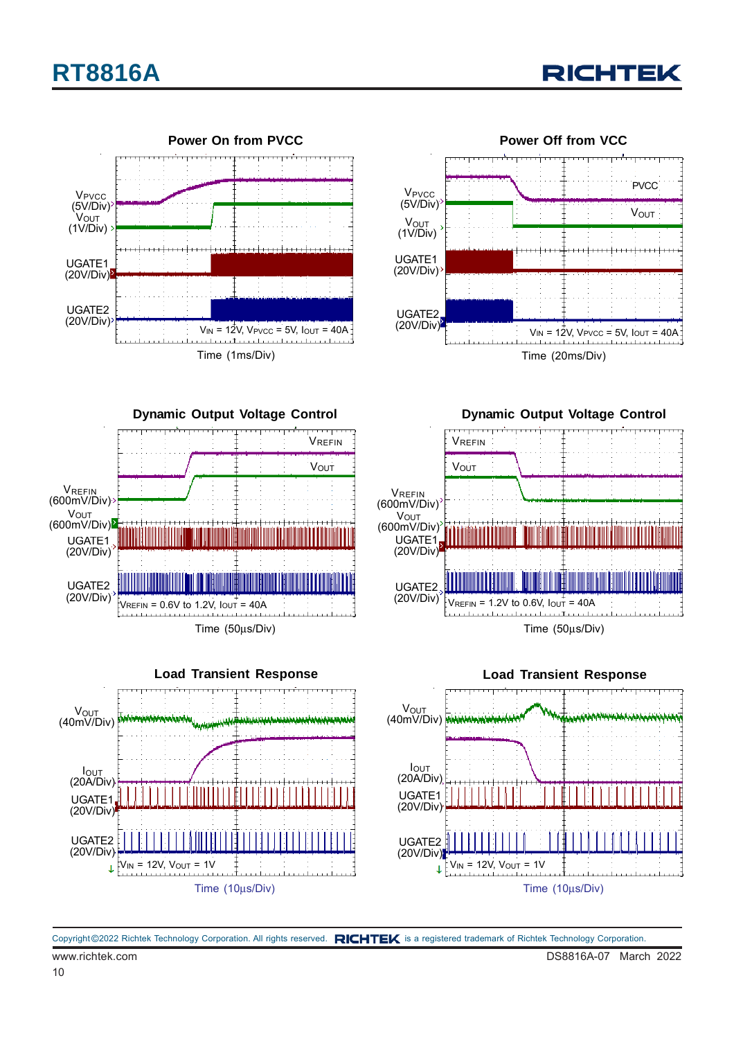**Power On from PVCC**

$V_{PVCC}$ (5V/Div)

$V_{OUT}$ (1V/Div)

UGATE1 (20V/Div)

UGATE2 (20V/Div)

$V_{IN}$ = 12V, $V_{PVCC}$ = 5V, $I_{OUT}$ = 40A

Time (1ms/Div)

**Power Off from VCC**

PVCC

$V_{OUT}$

$V_{PVCC}$ (5V/Div)

$V_{OUT}$ (1V/Div)

UGATE1 (20V/Div)

UGATE2 (20V/Div)

$V_{IN}$ = 12V, $V_{PVCC}$ = 5V, $I_{OUT}$ = 40A

Time (20ms/Div)

**Dynamic Output Voltage Control**

$V_{REFIN}$

$V_{OUT}$

$V_{REFIN}$ (600mV/Div)

$V_{OUT}$ (600mV/Div)

UGATE1 (20V/Div)

UGATE2 (20V/Div)

$V_{REFIN}$ = 0.6V to 1.2V, $I_{OUT}$ = 40A

Time (50μs/Div)

**Dynamic Output Voltage Control**

$V_{REFIN}$

$V_{OUT}$

$V_{REFIN}$ (600mV/Div)

$V_{OUT}$ (600mV/Div)

UGATE1 (20V/Div)

UGATE2 (20V/Div)

$V_{REFIN}$ = 1.2V to 0.6V, $I_{OUT}$ = 40A

Time (50μs/Div)

**Load Transient Response**

$V_{OUT}$ (40mV/Div)

$I_{OUT}$ (20A/Div)

UGATE1 (20V/Div)

UGATE2 (20V/Div)

$V_{IN}$ = 12V, $V_{OUT}$ = 1V

Time (10μs/Div)

**Load Transient Response**

$V_{OUT}$ (40mV/Div)

$I_{OUT}$ (20A/Div)

UGATE1 (20V/Div)

UGATE2 (20V/Div)

$V_{IN}$ = 12V, $V_{OUT}$ = 1V

Time (10μs/Div)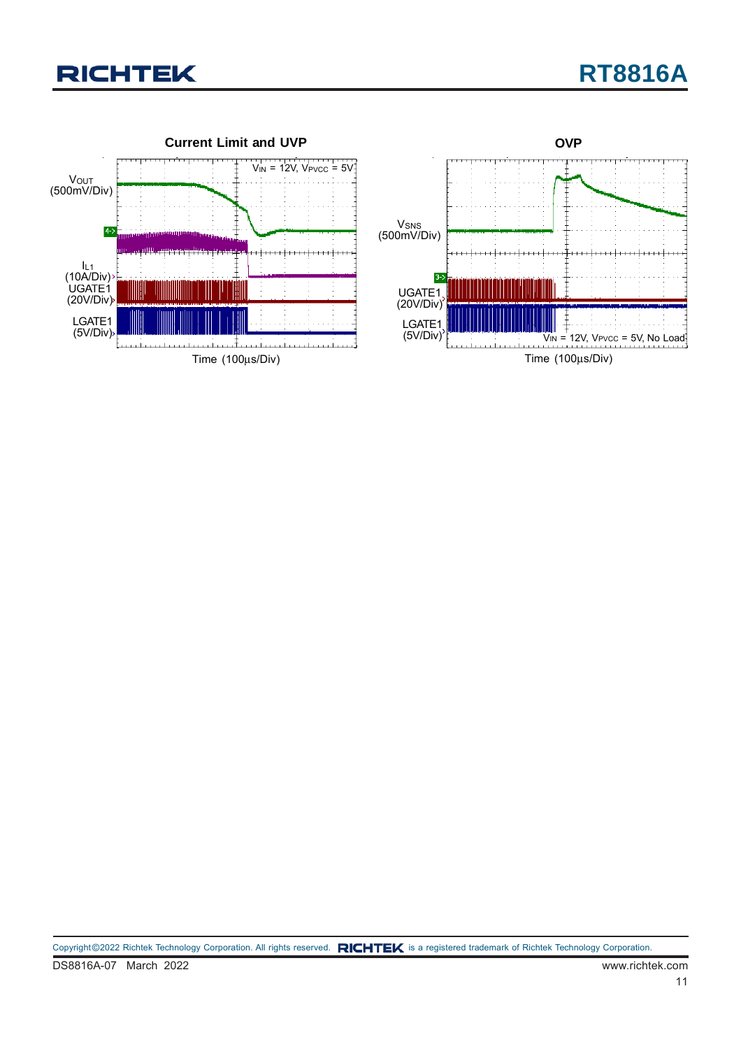**Current Limit and UVP**

$V_{OUT}$ (500mV/Div)

$I_{L1}$ (10A/Div)

UGATE1 (20V/Div)

LGATE1 (5V/Div)

$V_{IN}$ = 12V, $V_{PVCC}$ = 5V

Time (100μs/Div)

**OVP**

$V_{SNS}$ (500mV/Div)

UGATE1 (20V/Div)

LGATE1 (5V/Div)

$V_{IN}$ = 12V, $V_{PVCC}$ = 5V, No Load

Time (100μs/Div)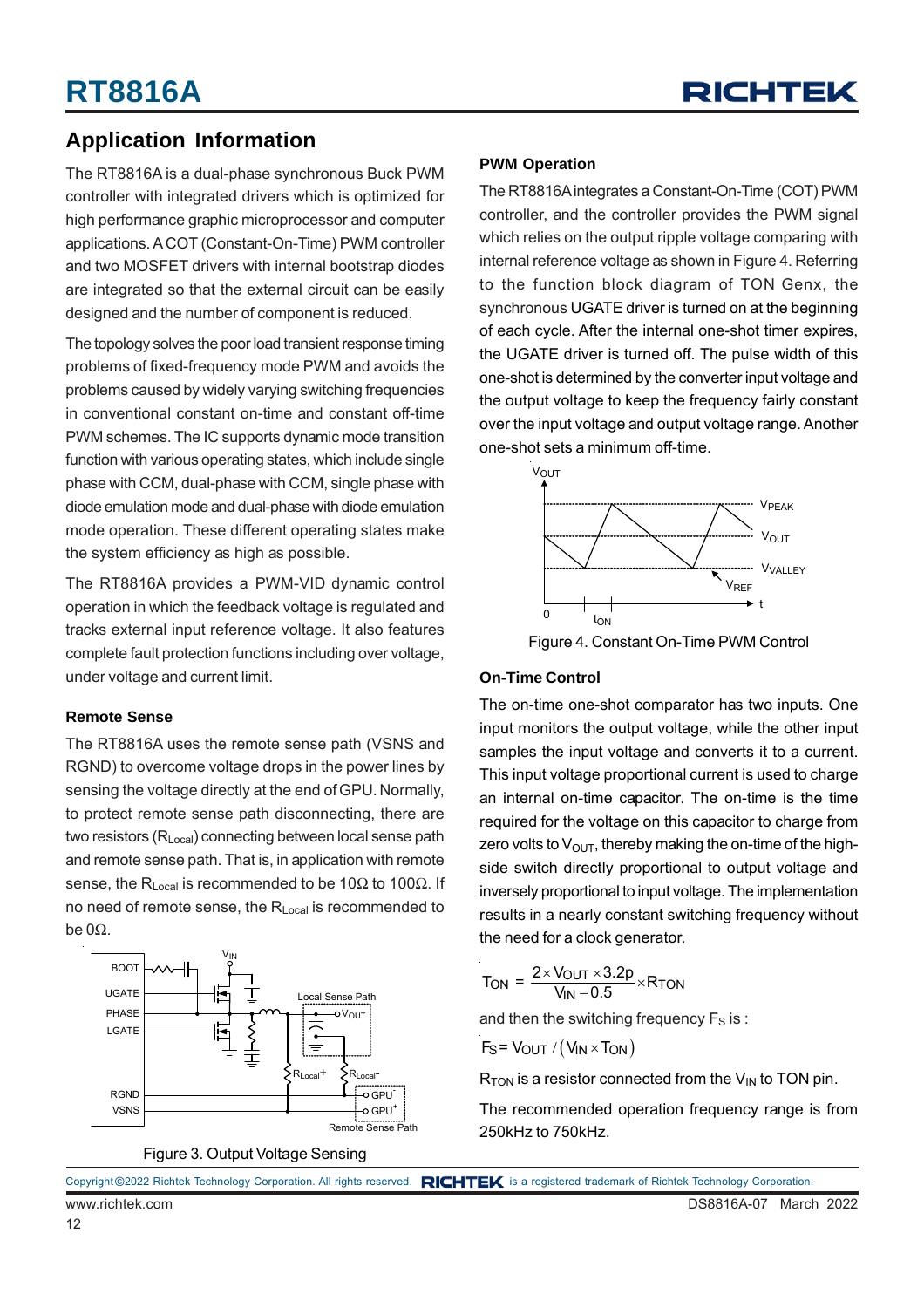## Application Information

The RT8816A is a dual-phase synchronous Buck PWM controller with integrated drivers which is optimized for high performance graphic microprocessor and computer applications. A COT (Constant-On-Time) PWM controller and two MOSFET drivers with internal bootstrap diodes are integrated so that the external circuit can be easily designed and the number of component is reduced.

The topology solves the poor load transient response timing problems of fixed-frequency mode PWM and avoids the problems caused by widely varying switching frequencies in conventional constant on-time and constant off-time PWM schemes. The IC supports dynamic mode transition function with various operating states, which include single phase with CCM, dual-phase with CCM, single phase with diode emulation mode and dual-phase with diode emulation mode operation. These different operating states make the system efficiency as high as possible.

The RT8816A provides a PWM-VID dynamic control operation in which the feedback voltage is regulated and tracks external input reference voltage. It also features complete fault protection functions including over voltage, under voltage and current limit.

### Remote Sense

The RT8816A uses the remote sense path (VSNS and RGND) to overcome voltage drops in the power lines by sensing the voltage directly at the end of GPU. Normally, to protect remote sense path disconnecting, there are two resistors ($R_{Local}$) connecting between local sense path and remote sense path. That is, in application with remote sense, the $R_{Local}$ is recommended to be 10Ω to 100Ω. If no need of remote sense, the $R_{Local}$ is recommended to be 0Ω.

Figure 3. Output Voltage Sensing

### PWM Operation

The RT8816A integrates a Constant-On-Time (COT) PWM controller, and the controller provides the PWM signal which relies on the output ripple voltage comparing with internal reference voltage as shown in Figure 4. Referring to the function block diagram of TON Genx, the synchronous UGATE driver is turned on at the beginning of each cycle. After the internal one-shot timer expires, the UGATE driver is turned off. The pulse width of this one-shot is determined by the converter input voltage and the output voltage to keep the frequency fairly constant over the input voltage and output voltage range. Another one-shot sets a minimum off-time.

Figure 4. Constant On-Time PWM Control

### On-Time Control

The on-time one-shot comparator has two inputs. One input monitors the output voltage, while the other input samples the input voltage and converts it to a current. This input voltage proportional current is used to charge an internal on-time capacitor. The on-time is the time required for the voltage on this capacitor to charge from zero volts to $V_{OUT}$, thereby making the on-time of the high-side switch directly proportional to output voltage and inversely proportional to input voltage. The implementation results in a nearly constant switching frequency without the need for a clock generator.

$$T_{ON} = \frac{2 \times V_{OUT} \times 3.2p}{V_{IN} - 0.5} \times R_{TON}$$

and then the switching frequency $F_S$ is :

$$F_S = V_{OUT} / (V_{IN} \times T_{ON})$$

$R_{TON}$ is a resistor connected from the $V_{IN}$ to TON pin.

The recommended operation frequency range is from 250kHz to 750kHz.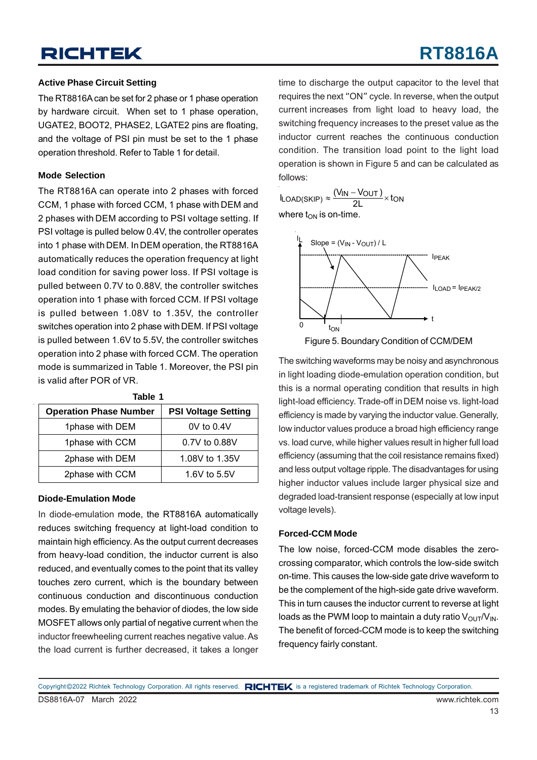### Active Phase Circuit Setting

The RT8816A can be set for 2 phase or 1 phase operation by hardware circuit. When set to 1 phase operation, UGATE2, BOOT2, PHASE2, LGATE2 pins are floating, and the voltage of PSI pin must be set to the 1 phase operation threshold. Refer to Table 1 for detail.

### Mode Selection

The RT8816A can operate into 2 phases with forced CCM, 1 phase with forced CCM, 1 phase with DEM and 2 phases with DEM according to PSI voltage setting. If PSI voltage is pulled below 0.4V, the controller operates into 1 phase with DEM. In DEM operation, the RT8816A automatically reduces the operation frequency at light load condition for saving power loss. If PSI voltage is pulled between 0.7V to 0.88V, the controller switches operation into 1 phase with forced CCM. If PSI voltage is pulled between 1.08V to 1.35V, the controller switches operation into 2 phase with DEM. If PSI voltage is pulled between 1.6V to 5.5V, the controller switches operation into 2 phase with forced CCM. The operation mode is summarized in Table 1. Moreover, the PSI pin is valid after POR of VR.

**Table 1**

| Operation Phase Number | PSI Voltage Setting |
|---|---|
| 1phase with DEM | 0V to 0.4V |
| 1phase with CCM | 0.7V to 0.88V |
| 2phase with DEM | 1.08V to 1.35V |
| 2phase with CCM | 1.6V to 5.5V |

### Diode-Emulation Mode

In diode-emulation mode, the RT8816A automatically reduces switching frequency at light-load condition to maintain high efficiency. As the output current decreases from heavy-load condition, the inductor current is also reduced, and eventually comes to the point that its valley touches zero current, which is the boundary between continuous conduction and discontinuous conduction modes. By emulating the behavior of diodes, the low side MOSFET allows only partial of negative current when the inductor freewheeling current reaches negative value. As the load current is further decreased, it takes a longer time to discharge the output capacitor to the level that requires the next "ON" cycle. In reverse, when the output current increases from light load to heavy load, the switching frequency increases to the preset value as the inductor current reaches the continuous conduction condition. The transition load point to the light load operation is shown in Figure 5 and can be calculated as follows:

$$I_{LOAD(SKIP)} \approx \frac{(V_{IN} - V_{OUT})}{2L} \times t_{ON}$$

where $t_{ON}$ is on-time.

Slope = $(V_{IN} - V_{OUT}) / L$ ; $I_{PEAK}$ ; $I_{LOAD} = I_{PEAK/2}$ ; $t_{ON}$

Figure 5. Boundary Condition of CCM/DEM

The switching waveforms may be noisy and asynchronous in light loading diode-emulation operation condition, but this is a normal operating condition that results in high light-load efficiency. Trade-off in DEM noise vs. light-load efficiency is made by varying the inductor value. Generally, low inductor values produce a broad high efficiency range vs. load curve, while higher values result in higher full load efficiency (assuming that the coil resistance remains fixed) and less output voltage ripple. The disadvantages for using higher inductor values include larger physical size and degraded load-transient response (especially at low input voltage levels).

### Forced-CCM Mode

The low noise, forced-CCM mode disables the zero-crossing comparator, which controls the low-side switch on-time. This causes the low-side gate drive waveform to be the complement of the high-side gate drive waveform. This in turn causes the inductor current to reverse at light loads as the PWM loop to maintain a duty ratio $V_{OUT}/V_{IN}$. The benefit of forced-CCM mode is to keep the switching frequency fairly constant.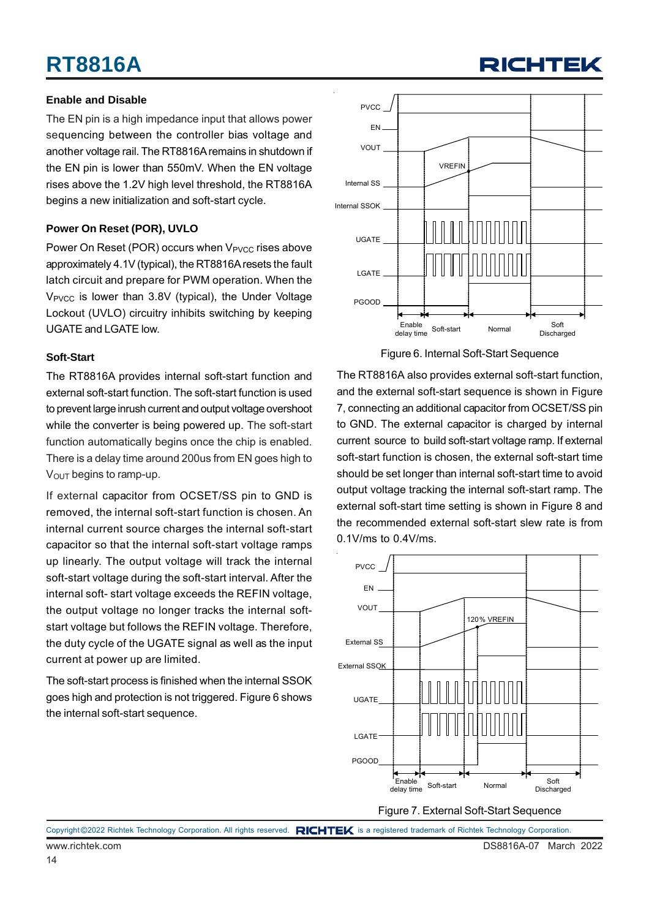### Enable and Disable

The EN pin is a high impedance input that allows power sequencing between the controller bias voltage and another voltage rail. The RT8816A remains in shutdown if the EN pin is lower than 550mV. When the EN voltage rises above the 1.2V high level threshold, the RT8816A begins a new initialization and soft-start cycle.

### Power On Reset (POR), UVLO

Power On Reset (POR) occurs when $V_{PVCC}$ rises above approximately 4.1V (typical), the RT8816A resets the fault latch circuit and prepare for PWM operation. When the $V_{PVCC}$ is lower than 3.8V (typical), the Under Voltage Lockout (UVLO) circuitry inhibits switching by keeping UGATE and LGATE low.

### Soft-Start

The RT8816A provides internal soft-start function and external soft-start function. The soft-start function is used to prevent large inrush current and output voltage overshoot while the converter is being powered up. The soft-start function automatically begins once the chip is enabled. There is a delay time around 200us from EN goes high to $V_{OUT}$ begins to ramp-up.

If external capacitor from OCSET/SS pin to GND is removed, the internal soft-start function is chosen. An internal current source charges the internal soft-start capacitor so that the internal soft-start voltage ramps up linearly. The output voltage will track the internal soft-start voltage during the soft-start interval. After the internal soft- start voltage exceeds the REFIN voltage, the output voltage no longer tracks the internal soft-start voltage but follows the REFIN voltage. Therefore, the duty cycle of the UGATE signal as well as the input current at power up are limited.

The soft-start process is finished when the internal SSOK goes high and protection is not triggered. Figure 6 shows the internal soft-start sequence.

Figure 6. Internal Soft-Start Sequence

The RT8816A also provides external soft-start function, and the external soft-start sequence is shown in Figure 7, connecting an additional capacitor from OCSET/SS pin to GND. The external capacitor is charged by internal current source to build soft-start voltage ramp. If external soft-start function is chosen, the external soft-start time should be set longer than internal soft-start time to avoid output voltage tracking the internal soft-start ramp. The external soft-start time setting is shown in Figure 8 and the recommended external soft-start slew rate is from 0.1V/ms to 0.4V/ms.

Figure 7. External Soft-Start Sequence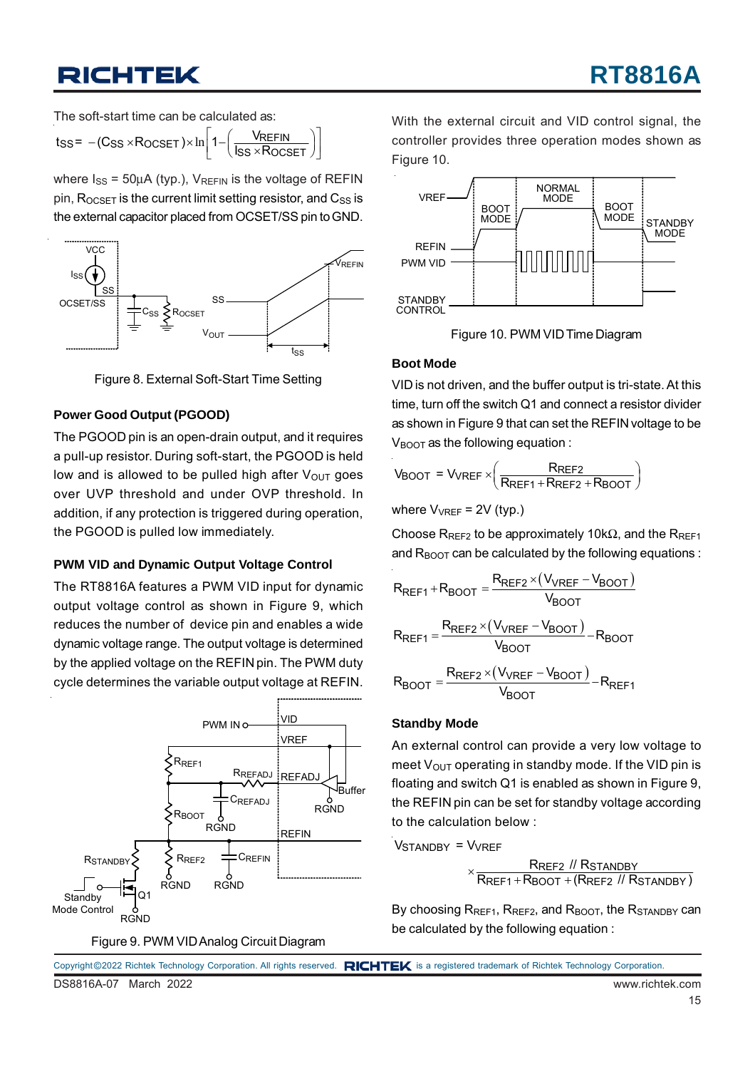The soft-start time can be calculated as:

$$t_{SS} = -(C_{SS} \times R_{OCSET}) \times \ln\left[1 - \left(\frac{V_{REFIN}}{I_{SS} \times R_{OCSET}}\right)\right]$$

where $I_{SS}$ = 50μA (typ.), $V_{REFIN}$ is the voltage of REFIN pin, $R_{OCSET}$ is the current limit setting resistor, and $C_{SS}$ is the external capacitor placed from OCSET/SS pin to GND.

Figure 8. External Soft-Start Time Setting

### Power Good Output (PGOOD)

The PGOOD pin is an open-drain output, and it requires a pull-up resistor. During soft-start, the PGOOD is held low and is allowed to be pulled high after $V_{OUT}$ goes over UVP threshold and under OVP threshold. In addition, if any protection is triggered during operation, the PGOOD is pulled low immediately.

### PWM VID and Dynamic Output Voltage Control

The RT8816A features a PWM VID input for dynamic output voltage control as shown in Figure 9, which reduces the number of device pin and enables a wide dynamic voltage range. The output voltage is determined by the applied voltage on the REFIN pin. The PWM duty cycle determines the variable output voltage at REFIN.

Figure 9. PWM VID Analog Circuit Diagram

With the external circuit and VID control signal, the controller provides three operation modes shown as Figure 10.

Figure 10. PWM VID Time Diagram

### Boot Mode

VID is not driven, and the buffer output is tri-state. At this time, turn off the switch Q1 and connect a resistor divider as shown in Figure 9 that can set the REFIN voltage to be $V_{BOOT}$ as the following equation :

$$V_{BOOT} = V_{VREF} \times \left(\frac{R_{REF2}}{R_{REF1} + R_{REF2} + R_{BOOT}}\right)$$

where $V_{VREF}$ = 2V (typ.)

Choose $R_{REF2}$ to be approximately 10kΩ, and the $R_{REF1}$ and $R_{BOOT}$ can be calculated by the following equations :

$$R_{REF1} + R_{BOOT} = \frac{R_{REF2} \times (V_{VREF} - V_{BOOT})}{V_{BOOT}}$$

$$R_{REF1} = \frac{R_{REF2} \times (V_{VREF} - V_{BOOT})}{V_{BOOT}} - R_{BOOT}$$

$$R_{BOOT} = \frac{R_{REF2} \times (V_{VREF} - V_{BOOT})}{V_{BOOT}} - R_{REF1}$$

### Standby Mode

An external control can provide a very low voltage to meet $V_{OUT}$ operating in standby mode. If the VID pin is floating and switch Q1 is enabled as shown in Figure 9, the REFIN pin can be set for standby voltage according to the calculation below :

$$V_{STANDBY} = V_{VREF} \times \frac{R_{REF2} \parallel R_{STANDBY}}{R_{REF1} + R_{BOOT} + (R_{REF2} \parallel R_{STANDBY})}$$

By choosing $R_{REF1}$, $R_{REF2}$, and $R_{BOOT}$, the $R_{STANDBY}$ can be calculated by the following equation :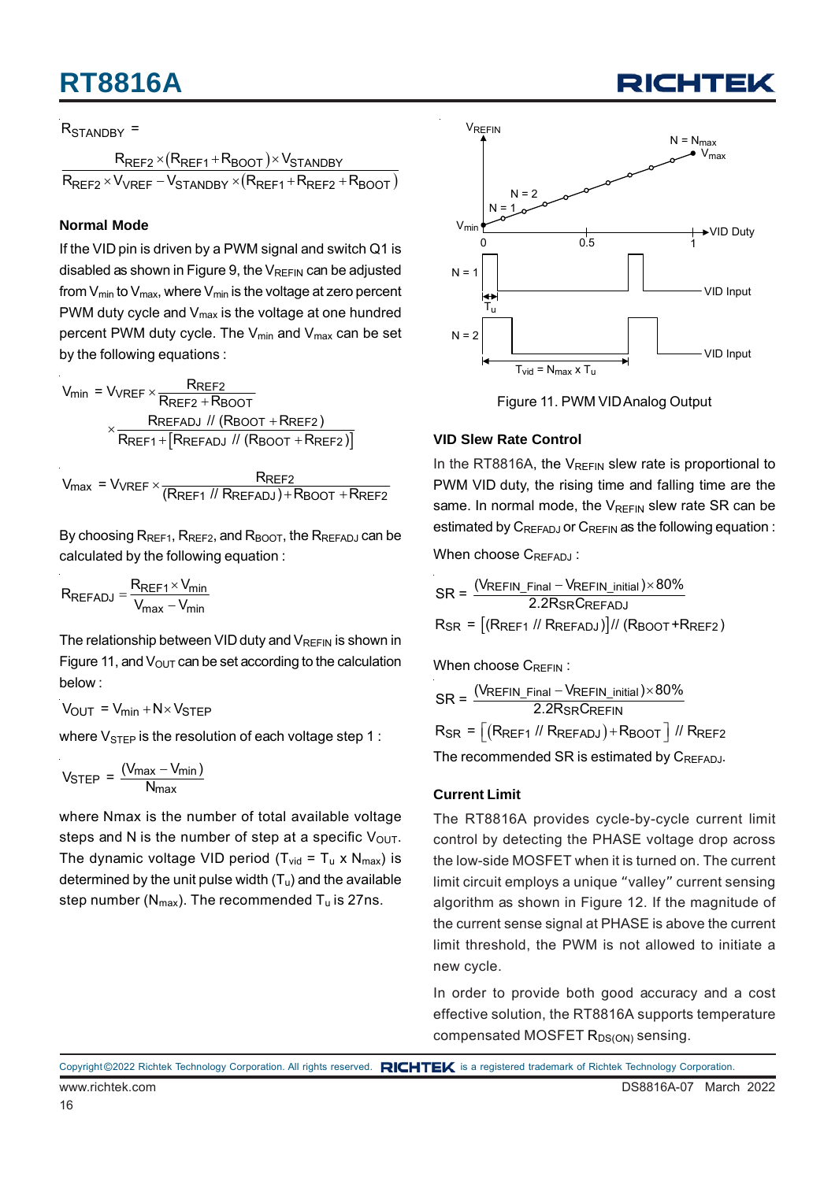$$R_{STANDBY} = \frac{R_{REF2} \times (R_{REF1} + R_{BOOT}) \times V_{STANDBY}}{R_{REF2} \times V_{VREF} - V_{STANDBY} \times (R_{REF1} + R_{REF2} + R_{BOOT})}$$

### Normal Mode

If the VID pin is driven by a PWM signal and switch Q1 is disabled as shown in Figure 9, the $V_{REFIN}$ can be adjusted from $V_{min}$ to $V_{max}$, where $V_{min}$ is the voltage at zero percent PWM duty cycle and $V_{max}$ is the voltage at one hundred percent PWM duty cycle. The $V_{min}$ and $V_{max}$ can be set by the following equations :

$$V_{min} = V_{VREF} \times \frac{R_{REF2}}{R_{REF2} + R_{BOOT}} \times \frac{R_{REFADJ} \,//\, (R_{BOOT} + R_{REF2})}{R_{REF1} + [R_{REFADJ} \,//\, (R_{BOOT} + R_{REF2})]}$$

$$V_{max} = V_{VREF} \times \frac{R_{REF2}}{(R_{REF1} \,//\, R_{REFADJ}) + R_{BOOT} + R_{REF2}}$$

By choosing $R_{REF1}$, $R_{REF2}$, and $R_{BOOT}$, the $R_{REFADJ}$ can be calculated by the following equation :

$$R_{REFADJ} = \frac{R_{REF1} \times V_{min}}{V_{max} - V_{min}}$$

The relationship between VID duty and $V_{REFIN}$ is shown in Figure 11, and $V_{OUT}$ can be set according to the calculation below :

$$V_{OUT} = V_{min} + N \times V_{STEP}$$

where $V_{STEP}$ is the resolution of each voltage step 1 :

$$V_{STEP} = \frac{(V_{max} - V_{min})}{N_{max}}$$

where Nmax is the number of total available voltage steps and N is the number of step at a specific $V_{OUT}$. The dynamic voltage VID period ($T_{vid} = T_u \times N_{max}$) is determined by the unit pulse width ($T_u$) and the available step number ($N_{max}$). The recommended $T_u$ is 27ns.

Figure 11. PWM VID Analog Output

### VID Slew Rate Control

In the RT8816A, the $V_{REFIN}$ slew rate is proportional to PWM VID duty, the rising time and falling time are the same. In normal mode, the $V_{REFIN}$ slew rate SR can be estimated by $C_{REFADJ}$ or $C_{REFIN}$ as the following equation :

When choose $C_{REFADJ}$ :

$$SR = \frac{(V_{REFIN\_Final} - V_{REFIN\_initial}) \times 80\%}{2.2 R_{SR} C_{REFADJ}}$$

$$R_{SR} = [(R_{REF1} \,//\, R_{REFADJ})] \,//\, (R_{BOOT} + R_{REF2})$$

When choose $C_{REFIN}$ :

$$SR = \frac{(V_{REFIN\_Final} - V_{REFIN\_initial}) \times 80\%}{2.2 R_{SR} C_{REFIN}}$$

$$R_{SR} = [(R_{REF1} \,//\, R_{REFADJ}) + R_{BOOT}] \,//\, R_{REF2}$$

The recommended SR is estimated by $C_{REFADJ}$.

### Current Limit

The RT8816A provides cycle-by-cycle current limit control by detecting the PHASE voltage drop across the low-side MOSFET when it is turned on. The current limit circuit employs a unique "valley" current sensing algorithm as shown in Figure 12. If the magnitude of the current sense signal at PHASE is above the current limit threshold, the PWM is not allowed to initiate a new cycle.

In order to provide both good accuracy and a cost effective solution, the RT8816A supports temperature compensated MOSFET $R_{DS(ON)}$ sensing.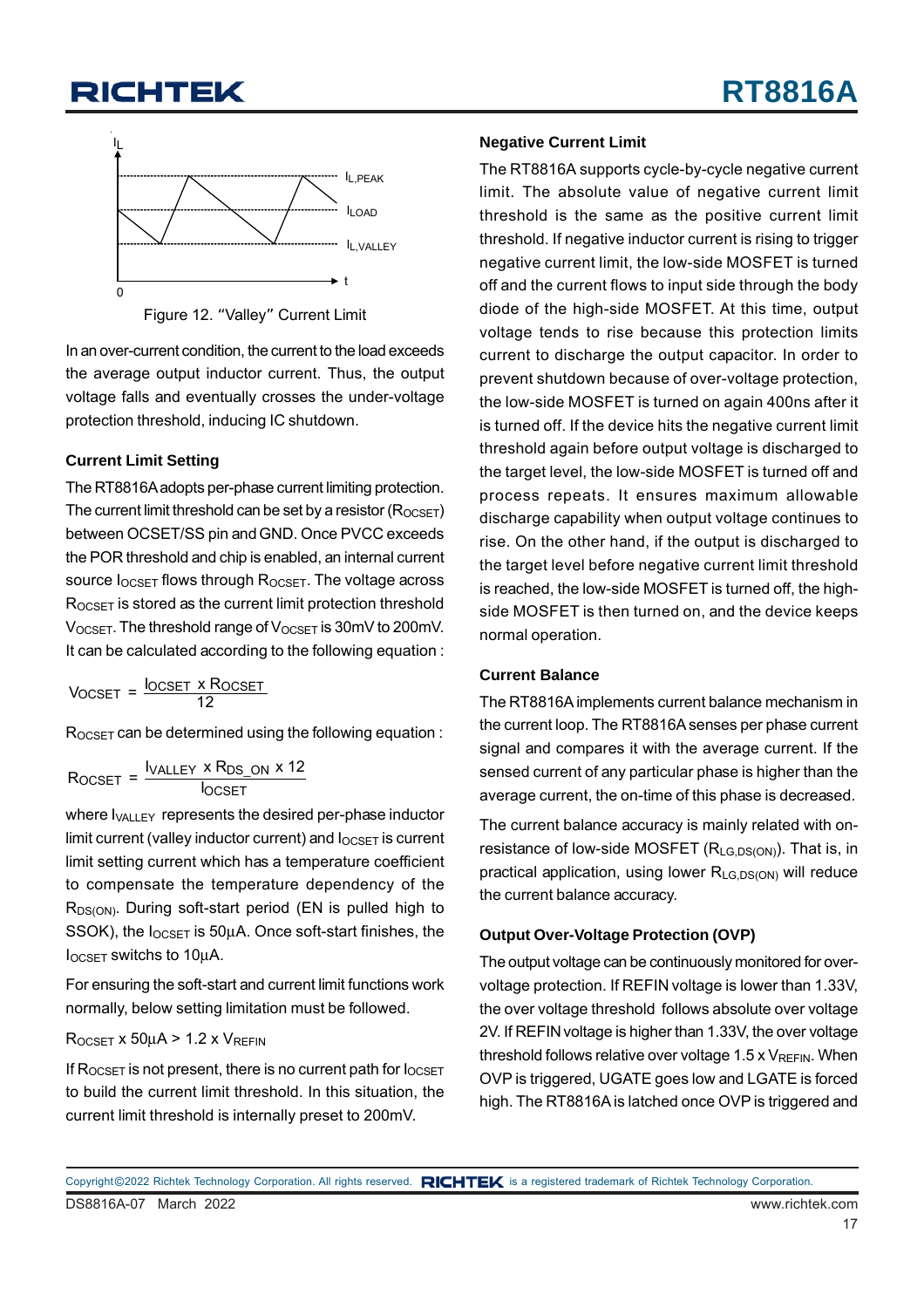Figure 12. "Valley" Current Limit

In an over-current condition, the current to the load exceeds the average output inductor current. Thus, the output voltage falls and eventually crosses the under-voltage protection threshold, inducing IC shutdown.

### Current Limit Setting

The RT8816A adopts per-phase current limiting protection. The current limit threshold can be set by a resistor ($R_{OCSET}$) between OCSET/SS pin and GND. Once PVCC exceeds the POR threshold and chip is enabled, an internal current source $I_{OCSET}$ flows through $R_{OCSET}$. The voltage across $R_{OCSET}$ is stored as the current limit protection threshold $V_{OCSET}$. The threshold range of $V_{OCSET}$ is 30mV to 200mV. It can be calculated according to the following equation :

$$V_{OCSET} = \frac{I_{OCSET} \times R_{OCSET}}{12}$$

$R_{OCSET}$ can be determined using the following equation :

$$R_{OCSET} = \frac{I_{VALLEY} \times R_{DS\_ON} \times 12}{I_{OCSET}}$$

where $I_{VALLEY}$ represents the desired per-phase inductor limit current (valley inductor current) and $I_{OCSET}$ is current limit setting current which has a temperature coefficient to compensate the temperature dependency of the $R_{DS(ON)}$. During soft-start period (EN is pulled high to SSOK), the $I_{OCSET}$ is 50μA. Once soft-start finishes, the $I_{OCSET}$ switchs to 10μA.

For ensuring the soft-start and current limit functions work normally, below setting limitation must be followed.

$R_{OCSET} \times 50\mu A > 1.2 \times V_{REFIN}$

If $R_{OCSET}$ is not present, there is no current path for $I_{OCSET}$ to build the current limit threshold. In this situation, the current limit threshold is internally preset to 200mV.

### Negative Current Limit

The RT8816A supports cycle-by-cycle negative current limit. The absolute value of negative current limit threshold is the same as the positive current limit threshold. If negative inductor current is rising to trigger negative current limit, the low-side MOSFET is turned off and the current flows to input side through the body diode of the high-side MOSFET. At this time, output voltage tends to rise because this protection limits current to discharge the output capacitor. In order to prevent shutdown because of over-voltage protection, the low-side MOSFET is turned on again 400ns after it is turned off. If the device hits the negative current limit threshold again before output voltage is discharged to the target level, the low-side MOSFET is turned off and process repeats. It ensures maximum allowable discharge capability when output voltage continues to rise. On the other hand, if the output is discharged to the target level before negative current limit threshold is reached, the low-side MOSFET is turned off, the high-side MOSFET is then turned on, and the device keeps normal operation.

### Current Balance

The RT8816A implements current balance mechanism in the current loop. The RT8816A senses per phase current signal and compares it with the average current. If the sensed current of any particular phase is higher than the average current, the on-time of this phase is decreased.

The current balance accuracy is mainly related with on-resistance of low-side MOSFET ($R_{LG,DS(ON)}$). That is, in practical application, using lower $R_{LG,DS(ON)}$ will reduce the current balance accuracy.

### Output Over-Voltage Protection (OVP)

The output voltage can be continuously monitored for over-voltage protection. If REFIN voltage is lower than 1.33V, the over voltage threshold follows absolute over voltage 2V. If REFIN voltage is higher than 1.33V, the over voltage threshold follows relative over voltage $1.5 \times V_{REFIN}$. When OVP is triggered, UGATE goes low and LGATE is forced high. The RT8816A is latched once OVP is triggered and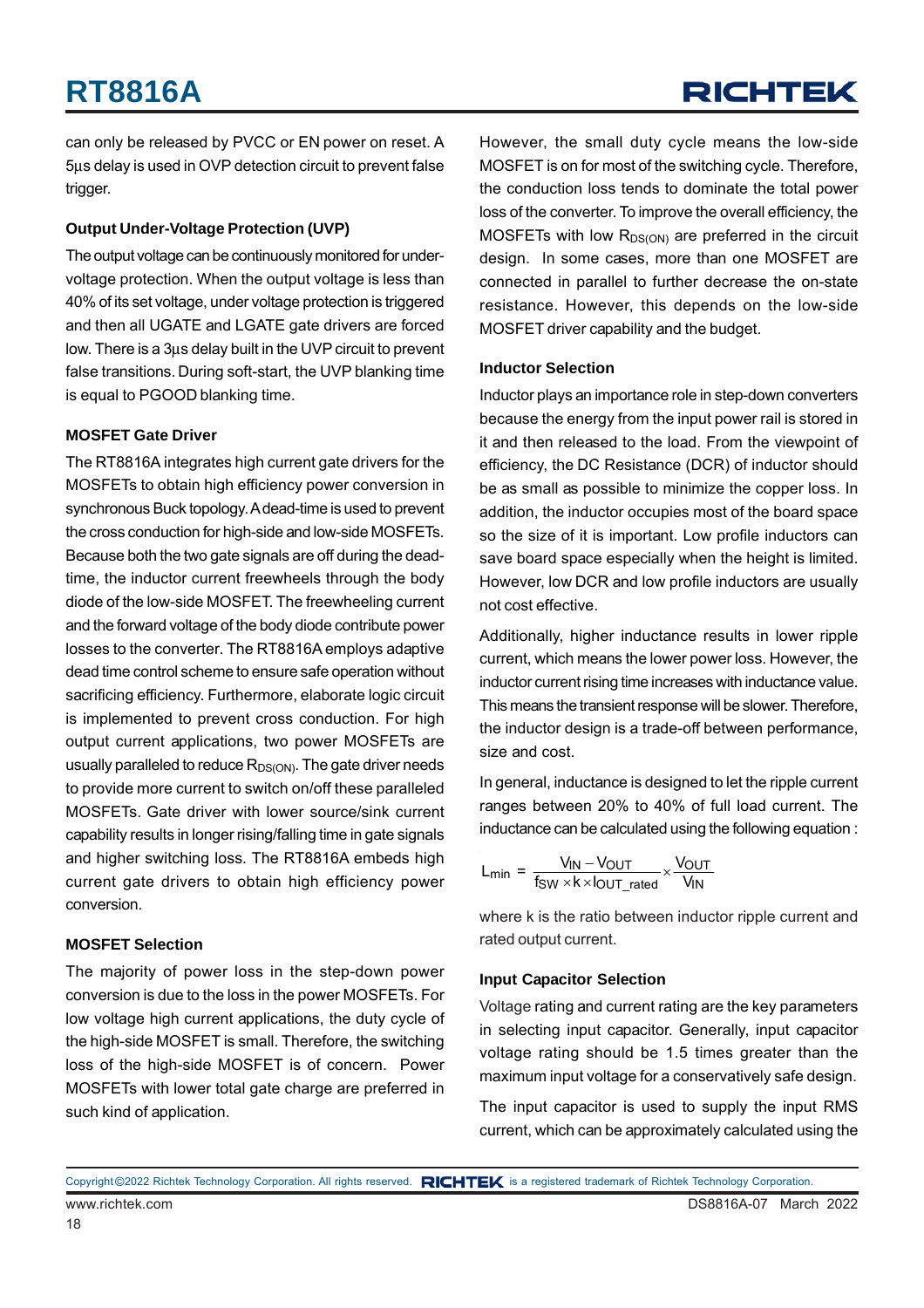can only be released by PVCC or EN power on reset. A 5μs delay is used in OVP detection circuit to prevent false trigger.

### Output Under-Voltage Protection (UVP)

The output voltage can be continuously monitored for under-voltage protection. When the output voltage is less than 40% of its set voltage, under voltage protection is triggered and then all UGATE and LGATE gate drivers are forced low. There is a 3μs delay built in the UVP circuit to prevent false transitions. During soft-start, the UVP blanking time is equal to PGOOD blanking time.

### MOSFET Gate Driver

The RT8816A integrates high current gate drivers for the MOSFETs to obtain high efficiency power conversion in synchronous Buck topology. A dead-time is used to prevent the cross conduction for high-side and low-side MOSFETs. Because both the two gate signals are off during the dead-time, the inductor current freewheels through the body diode of the low-side MOSFET. The freewheeling current and the forward voltage of the body diode contribute power losses to the converter. The RT8816A employs adaptive dead time control scheme to ensure safe operation without sacrificing efficiency. Furthermore, elaborate logic circuit is implemented to prevent cross conduction. For high output current applications, two power MOSFETs are usually paralleled to reduce $R_{DS(ON)}$. The gate driver needs to provide more current to switch on/off these paralleled MOSFETs. Gate driver with lower source/sink current capability results in longer rising/falling time in gate signals and higher switching loss. The RT8816A embeds high current gate drivers to obtain high efficiency power conversion.

### MOSFET Selection

The majority of power loss in the step-down power conversion is due to the loss in the power MOSFETs. For low voltage high current applications, the duty cycle of the high-side MOSFET is small. Therefore, the switching loss of the high-side MOSFET is of concern. Power MOSFETs with lower total gate charge are preferred in such kind of application.

However, the small duty cycle means the low-side MOSFET is on for most of the switching cycle. Therefore, the conduction loss tends to dominate the total power loss of the converter. To improve the overall efficiency, the MOSFETs with low $R_{DS(ON)}$ are preferred in the circuit design. In some cases, more than one MOSFET are connected in parallel to further decrease the on-state resistance. However, this depends on the low-side MOSFET driver capability and the budget.

### Inductor Selection

Inductor plays an importance role in step-down converters because the energy from the input power rail is stored in it and then released to the load. From the viewpoint of efficiency, the DC Resistance (DCR) of inductor should be as small as possible to minimize the copper loss. In addition, the inductor occupies most of the board space so the size of it is important. Low profile inductors can save board space especially when the height is limited. However, low DCR and low profile inductors are usually not cost effective.

Additionally, higher inductance results in lower ripple current, which means the lower power loss. However, the inductor current rising time increases with inductance value. This means the transient response will be slower. Therefore, the inductor design is a trade-off between performance, size and cost.

In general, inductance is designed to let the ripple current ranges between 20% to 40% of full load current. The inductance can be calculated using the following equation :

$$L_{min} = \frac{V_{IN} - V_{OUT}}{f_{SW} \times k \times I_{OUT\_rated}} \times \frac{V_{OUT}}{V_{IN}}$$

where k is the ratio between inductor ripple current and rated output current.

### Input Capacitor Selection

Voltage rating and current rating are the key parameters in selecting input capacitor. Generally, input capacitor voltage rating should be 1.5 times greater than the maximum input voltage for a conservatively safe design.

The input capacitor is used to supply the input RMS current, which can be approximately calculated using the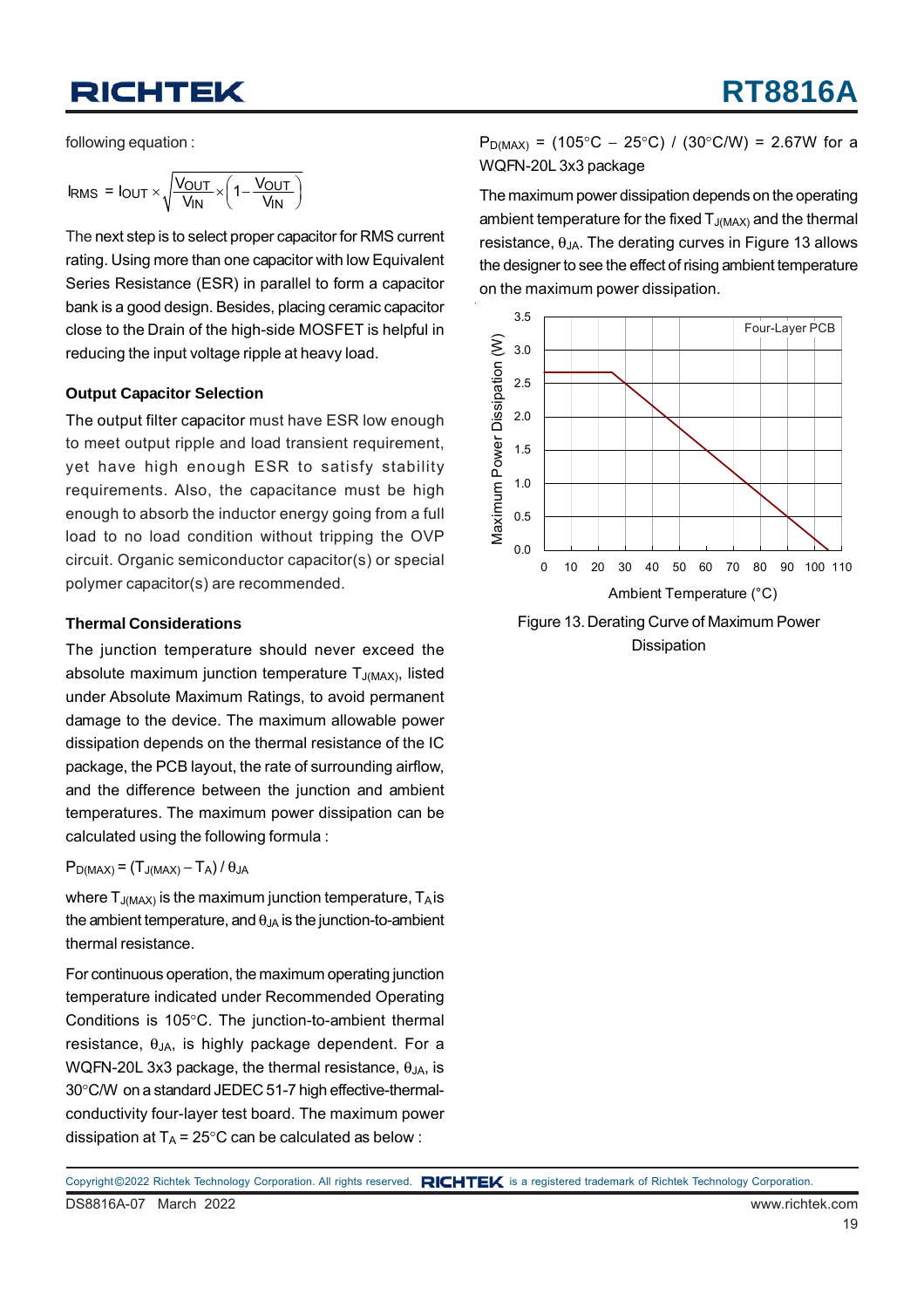following equation :

$$I_{RMS} = I_{OUT} \times \sqrt{\frac{V_{OUT}}{V_{IN}} \times \left(1 - \frac{V_{OUT}}{V_{IN}}\right)}$$

The next step is to select proper capacitor for RMS current rating. Using more than one capacitor with low Equivalent Series Resistance (ESR) in parallel to form a capacitor bank is a good design. Besides, placing ceramic capacitor close to the Drain of the high-side MOSFET is helpful in reducing the input voltage ripple at heavy load.

### Output Capacitor Selection

The output filter capacitor must have ESR low enough to meet output ripple and load transient requirement, yet have high enough ESR to satisfy stability requirements. Also, the capacitance must be high enough to absorb the inductor energy going from a full load to no load condition without tripping the OVP circuit. Organic semiconductor capacitor(s) or special polymer capacitor(s) are recommended.

### Thermal Considerations

The junction temperature should never exceed the absolute maximum junction temperature $T_{J(MAX)}$, listed under Absolute Maximum Ratings, to avoid permanent damage to the device. The maximum allowable power dissipation depends on the thermal resistance of the IC package, the PCB layout, the rate of surrounding airflow, and the difference between the junction and ambient temperatures. The maximum power dissipation can be calculated using the following formula :

$P_{D(MAX)} = (T_{J(MAX)} - T_A) / \theta_{JA}$

where $T_{J(MAX)}$ is the maximum junction temperature, $T_A$ is the ambient temperature, and $\theta_{JA}$ is the junction-to-ambient thermal resistance.

For continuous operation, the maximum operating junction temperature indicated under Recommended Operating Conditions is 105°C. The junction-to-ambient thermal resistance, $\theta_{JA}$, is highly package dependent. For a WQFN-20L 3x3 package, the thermal resistance, $\theta_{JA}$, is 30°C/W on a standard JEDEC 51-7 high effective-thermal-conductivity four-layer test board. The maximum power dissipation at $T_A$ = 25°C can be calculated as below :

$P_{D(MAX)}$ = (105°C − 25°C) / (30°C/W) = 2.67W for a WQFN-20L 3x3 package

The maximum power dissipation depends on the operating ambient temperature for the fixed $T_{J(MAX)}$ and the thermal resistance, $\theta_{JA}$. The derating curves in Figure 13 allows the designer to see the effect of rising ambient temperature on the maximum power dissipation.

Figure 13. Derating Curve of Maximum Power Dissipation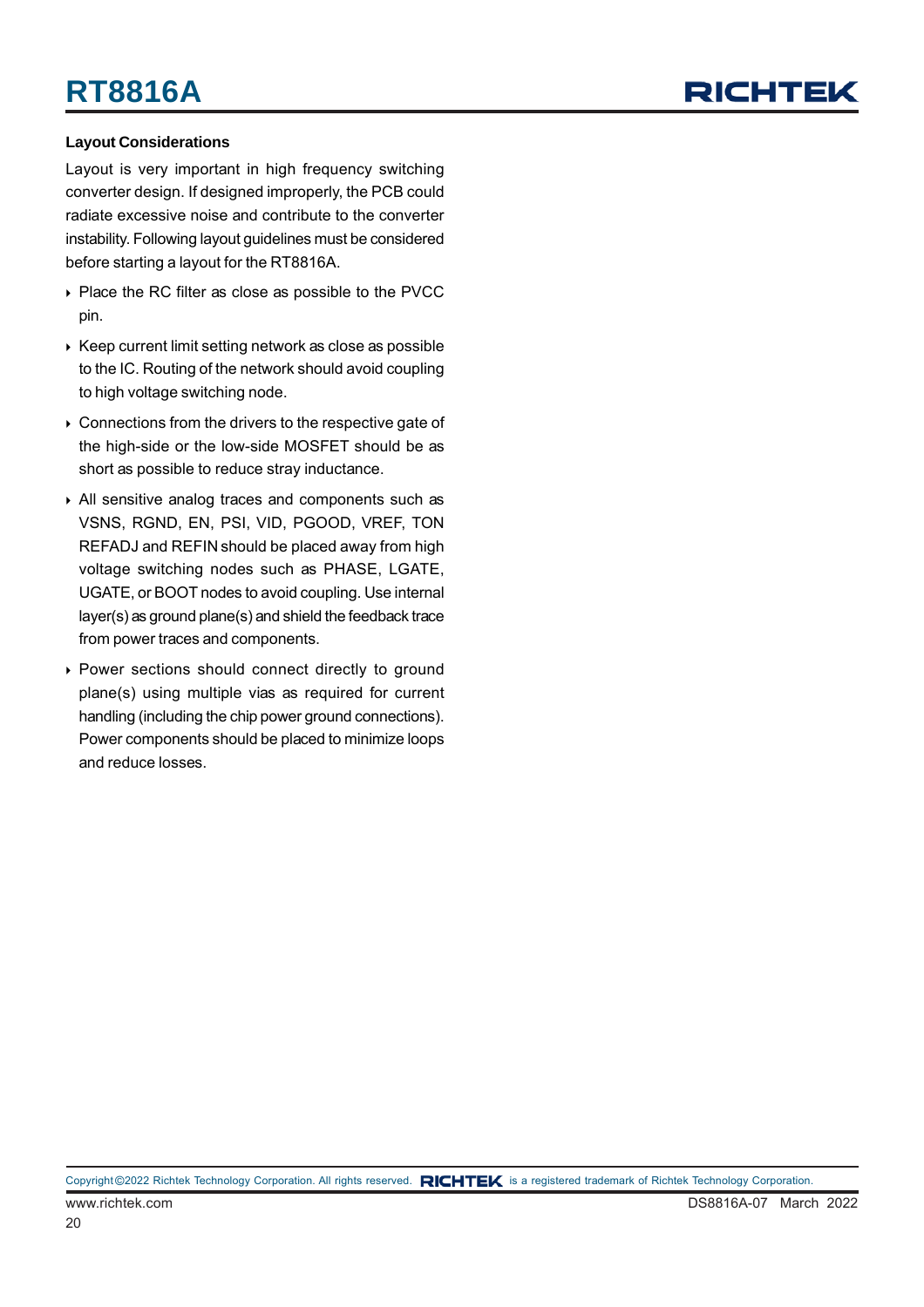### Layout Considerations

Layout is very important in high frequency switching converter design. If designed improperly, the PCB could radiate excessive noise and contribute to the converter instability. Following layout guidelines must be considered before starting a layout for the RT8816A.

- Place the RC filter as close as possible to the PVCC pin.
- Keep current limit setting network as close as possible to the IC. Routing of the network should avoid coupling to high voltage switching node.
- Connections from the drivers to the respective gate of the high-side or the low-side MOSFET should be as short as possible to reduce stray inductance.
- All sensitive analog traces and components such as VSNS, RGND, EN, PSI, VID, PGOOD, VREF, TON REFADJ and REFIN should be placed away from high voltage switching nodes such as PHASE, LGATE, UGATE, or BOOT nodes to avoid coupling. Use internal layer(s) as ground plane(s) and shield the feedback trace from power traces and components.
- Power sections should connect directly to ground plane(s) using multiple vias as required for current handling (including the chip power ground connections). Power components should be placed to minimize loops and reduce losses.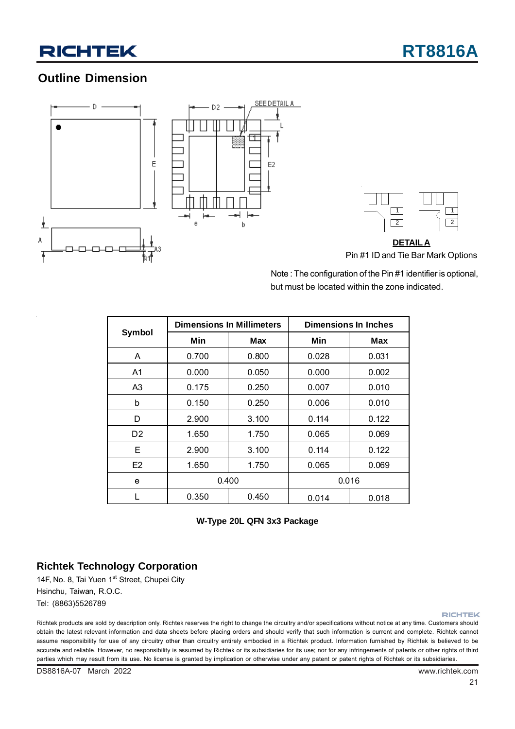## Outline Dimension

DETAIL A

Pin #1 ID and Tie Bar Mark Options

Note : The configuration of the Pin #1 identifier is optional, but must be located within the zone indicated.

| Symbol | Dimensions In Millimeters | | Dimensions In Inches | |
|---|---|---|---|---|
| | Min | Max | Min | Max |
| A | 0.700 | 0.800 | 0.028 | 0.031 |
| A1 | 0.000 | 0.050 | 0.000 | 0.002 |
| A3 | 0.175 | 0.250 | 0.007 | 0.010 |
| b | 0.150 | 0.250 | 0.006 | 0.010 |
| D | 2.900 | 3.100 | 0.114 | 0.122 |
| D2 | 1.650 | 1.750 | 0.065 | 0.069 |
| E | 2.900 | 3.100 | 0.114 | 0.122 |
| E2 | 1.650 | 1.750 | 0.065 | 0.069 |
| e | 0.400 | | 0.016 | |
| L | 0.350 | 0.450 | 0.014 | 0.018 |

**W-Type 20L QFN 3x3 Package**

### Richtek Technology Corporation

14F, No. 8, Tai Yuen 1st Street, Chupei City

Hsinchu, Taiwan, R.O.C.

Tel: (8863)5526789

Richtek products are sold by description only. Richtek reserves the right to change the circuitry and/or specifications without notice at any time. Customers should obtain the latest relevant information and data sheets before placing orders and should verify that such information is current and complete. Richtek cannot assume responsibility for use of any circuitry other than circuitry entirely embodied in a Richtek product. Information furnished by Richtek is believed to be accurate and reliable. However, no responsibility is assumed by Richtek or its subsidiaries for its use; nor for any infringements of patents or other rights of third parties which may result from its use. No license is granted by implication or otherwise under any patent or patent rights of Richtek or its subsidiaries.